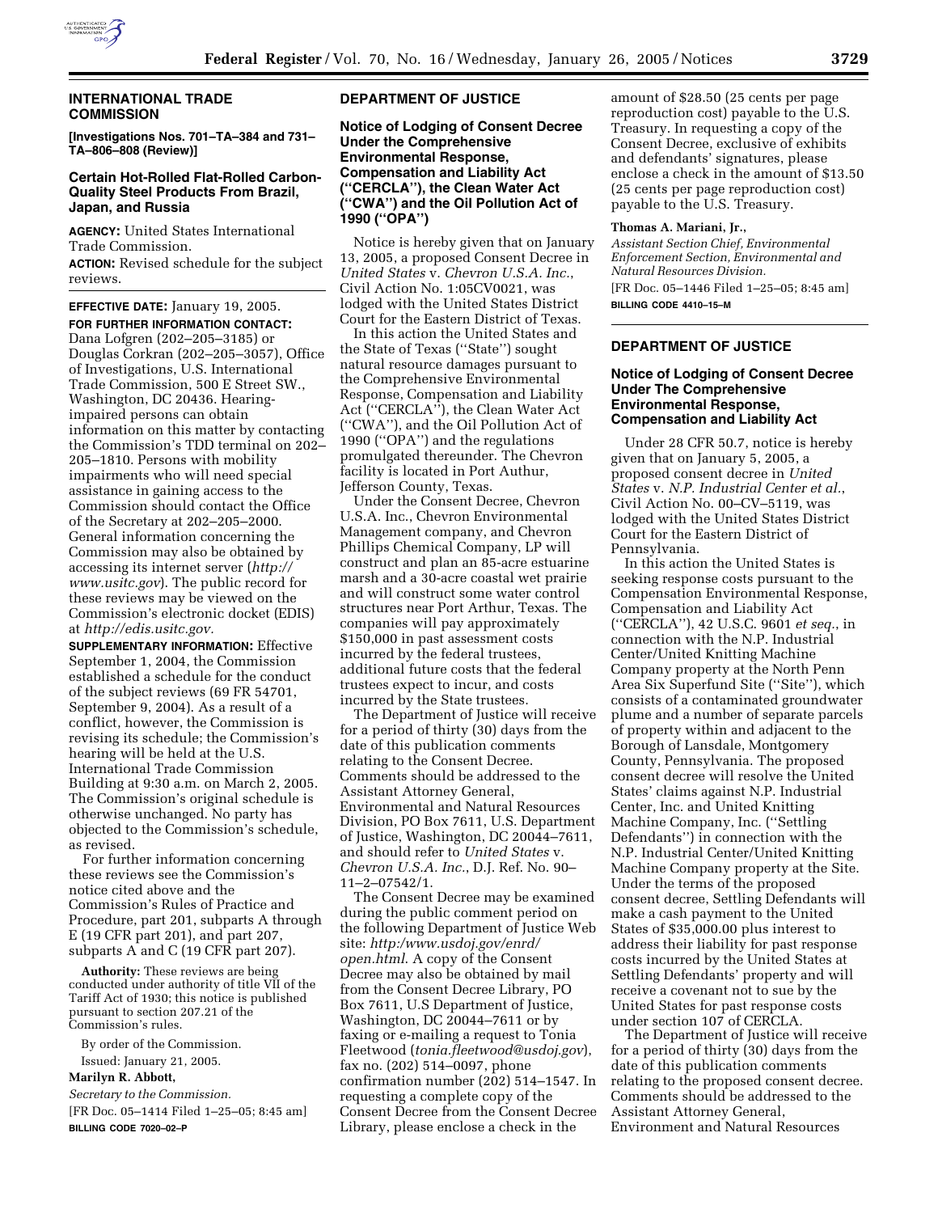## INTERNATIONAL TRADE COMMISSION

**[Investigations Nos. 701–TA–384 and 731–TA–806–808 (Review)]**

### Certain Hot-Rolled Flat-Rolled Carbon-Quality Steel Products From Brazil, Japan, and Russia

**AGENCY:** United States International Trade Commission.

**ACTION:** Revised schedule for the subject reviews.

**EFFECTIVE DATE:** January 19, 2005.

**FOR FURTHER INFORMATION CONTACT:** Dana Lofgren (202–205–3185) or Douglas Corkran (202–205–3057), Office of Investigations, U.S. International Trade Commission, 500 E Street SW., Washington, DC 20436. Hearing-impaired persons can obtain information on this matter by contacting the Commission's TDD terminal on 202–205–1810. Persons with mobility impairments who will need special assistance in gaining access to the Commission should contact the Office of the Secretary at 202–205–2000. General information concerning the Commission may also be obtained by accessing its internet server (*http://www.usitc.gov*). The public record for these reviews may be viewed on the Commission's electronic docket (EDIS) at *http://edis.usitc.gov.*

**SUPPLEMENTARY INFORMATION:** Effective September 1, 2004, the Commission established a schedule for the conduct of the subject reviews (69 FR 54701, September 9, 2004). As a result of a conflict, however, the Commission is revising its schedule; the Commission's hearing will be held at the U.S. International Trade Commission Building at 9:30 a.m. on March 2, 2005. The Commission's original schedule is otherwise unchanged. No party has objected to the Commission's schedule, as revised.

For further information concerning these reviews see the Commission's notice cited above and the Commission's Rules of Practice and Procedure, part 201, subparts A through E (19 CFR part 201), and part 207, subparts A and C (19 CFR part 207).

**Authority:** These reviews are being conducted under authority of title VII of the Tariff Act of 1930; this notice is published pursuant to section 207.21 of the Commission's rules.

By order of the Commission.

Issued: January 21, 2005.

**Marilyn R. Abbott,**

*Secretary to the Commission.*

[FR Doc. 05–1414 Filed 1–25–05; 8:45 am]

**BILLING CODE 7020–02–P**

---

## DEPARTMENT OF JUSTICE

### Notice of Lodging of Consent Decree Under the Comprehensive Environmental Response, Compensation and Liability Act ("CERCLA"), the Clean Water Act ("CWA") and the Oil Pollution Act of 1990 ("OPA")

Notice is hereby given that on January 13, 2005, a proposed Consent Decree in *United States* v. *Chevron U.S.A. Inc.*, Civil Action No. 1:05CV0021, was lodged with the United States District Court for the Eastern District of Texas.

In this action the United States and the State of Texas ("State") sought natural resource damages pursuant to the Comprehensive Environmental Response, Compensation and Liability Act ("CERCLA"), the Clean Water Act ("CWA"), and the Oil Pollution Act of 1990 ("OPA") and the regulations promulgated thereunder. The Chevron facility is located in Port Authur, Jefferson County, Texas.

Under the Consent Decree, Chevron U.S.A. Inc., Chevron Environmental Management company, and Chevron Phillips Chemical Company, LP will construct and plan an 85-acre estuarine marsh and a 30-acre coastal wet prairie and will construct some water control structures near Port Arthur, Texas. The companies will pay approximately $150,000 in past assessment costs incurred by the federal trustees, additional future costs that the federal trustees expect to incur, and costs incurred by the State trustees.

The Department of Justice will receive for a period of thirty (30) days from the date of this publication comments relating to the Consent Decree. Comments should be addressed to the Assistant Attorney General, Environmental and Natural Resources Division, PO Box 7611, U.S. Department of Justice, Washington, DC 20044–7611, and should refer to *United States* v. *Chevron U.S.A. Inc.*, D.J. Ref. No. 90–11–2–07542/1.

The Consent Decree may be examined during the public comment period on the following Department of Justice Web site: *http:/www.usdoj.gov/enrd/open.html*. A copy of the Consent Decree may also be obtained by mail from the Consent Decree Library, PO Box 7611, U.S Department of Justice, Washington, DC 20044–7611 or by faxing or e-mailing a request to Tonia Fleetwood (*tonia.fleetwood@usdoj.gov*), fax no. (202) 514–0097, phone confirmation number (202) 514–1547. In requesting a complete copy of the Consent Decree from the Consent Decree Library, please enclose a check in the amount of $28.50 (25 cents per page reproduction cost) payable to the U.S. Treasury. In requesting a copy of the Consent Decree, exclusive of exhibits and defendants' signatures, please enclose a check in the amount of $13.50 (25 cents per page reproduction cost) payable to the U.S. Treasury.

**Thomas A. Mariani, Jr.,**

*Assistant Section Chief, Environmental Enforcement Section, Environmental and Natural Resources Division.*

[FR Doc. 05–1446 Filed 1–25–05; 8:45 am]

**BILLING CODE 4410–15–M**

---

## DEPARTMENT OF JUSTICE

### Notice of Lodging of Consent Decree Under The Comprehensive Environmental Response, Compensation and Liability Act

Under 28 CFR 50.7, notice is hereby given that on January 5, 2005, a proposed consent decree in *United States* v. *N.P. Industrial Center et al.*, Civil Action No. 00–CV–5119, was lodged with the United States District Court for the Eastern District of Pennsylvania.

In this action the United States is seeking response costs pursuant to the Compensation Environmental Response, Compensation and Liability Act ("CERCLA"), 42 U.S.C. 9601 *et seq.*, in connection with the N.P. Industrial Center/United Knitting Machine Company property at the North Penn Area Six Superfund Site ("Site"), which consists of a contaminated groundwater plume and a number of separate parcels of property within and adjacent to the Borough of Lansdale, Montgomery County, Pennsylvania. The proposed consent decree will resolve the United States' claims against N.P. Industrial Center, Inc. and United Knitting Machine Company, Inc. ("Settling Defendants") in connection with the N.P. Industrial Center/United Knitting Machine Company property at the Site. Under the terms of the proposed consent decree, Settling Defendants will make a cash payment to the United States of $35,000.00 plus interest to address their liability for past response costs incurred by the United States at Settling Defendants' property and will receive a covenant not to sue by the United States for past response costs under section 107 of CERCLA.

The Department of Justice will receive for a period of thirty (30) days from the date of this publication comments relating to the proposed consent decree. Comments should be addressed to the Assistant Attorney General, Environment and Natural Resources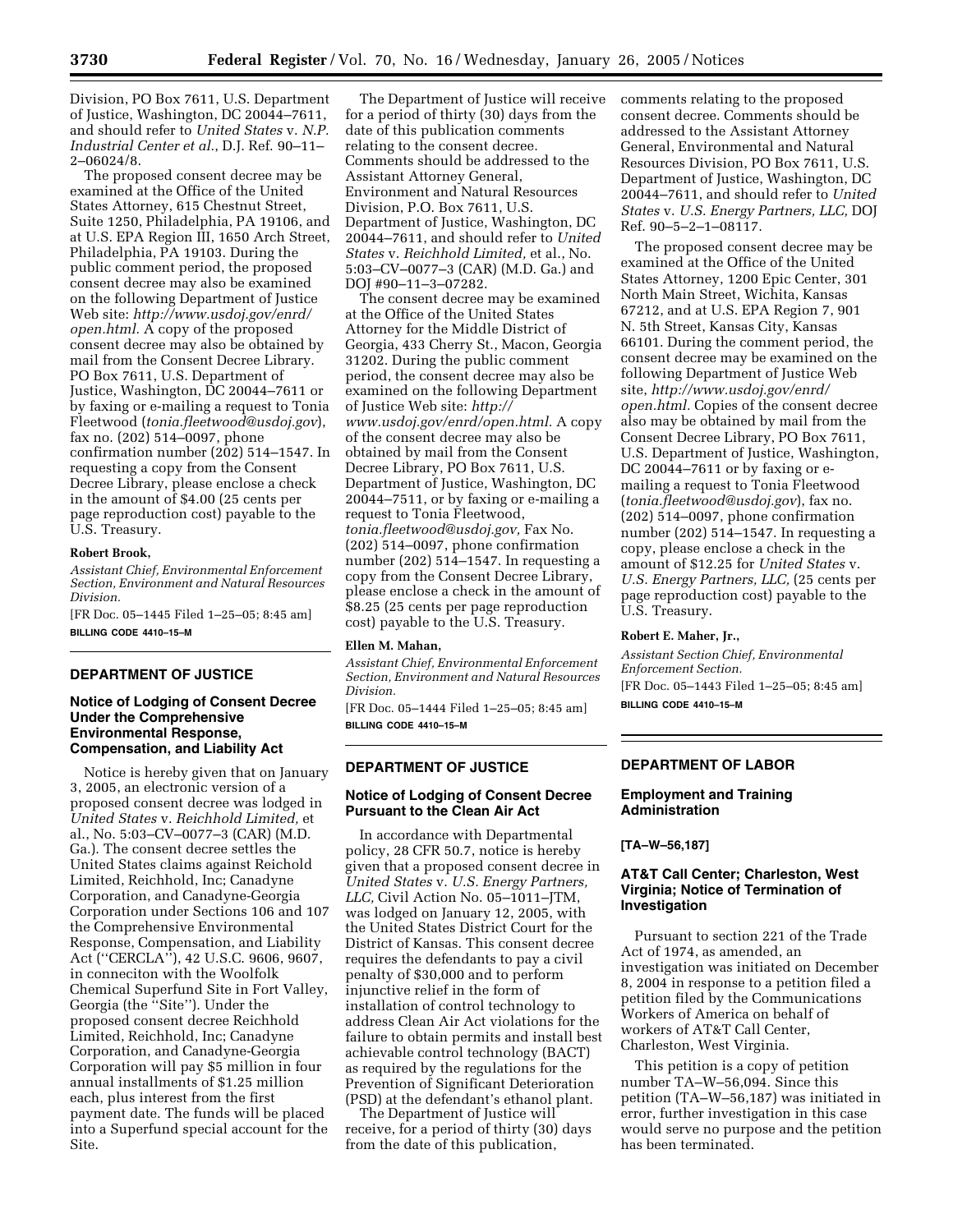Division, PO Box 7611, U.S. Department of Justice, Washington, DC 20044–7611, and should refer to *United States* v. *N.P. Industrial Center et al.*, D.J. Ref. 90–11–2–06024/8.

The proposed consent decree may be examined at the Office of the United States Attorney, 615 Chestnut Street, Suite 1250, Philadelphia, PA 19106, and at U.S. EPA Region III, 1650 Arch Street, Philadelphia, PA 19103. During the public comment period, the proposed consent decree may also be examined on the following Department of Justice Web site: *http://www.usdoj.gov/enrd/open.html.* A copy of the proposed consent decree may also be obtained by mail from the Consent Decree Library. PO Box 7611, U.S. Department of Justice, Washington, DC 20044–7611 or by faxing or e-mailing a request to Tonia Fleetwood (*tonia.fleetwood@usdoj.gov*), fax no. (202) 514–0097, phone confirmation number (202) 514–1547. In requesting a copy from the Consent Decree Library, please enclose a check in the amount of $4.00 (25 cents per page reproduction cost) payable to the U.S. Treasury.

**Robert Brook,**

*Assistant Chief, Environmental Enforcement Section, Environment and Natural Resources Division.*

[FR Doc. 05–1445 Filed 1–25–05; 8:45 am]

**BILLING CODE 4410–15–M**

## DEPARTMENT OF JUSTICE

### Notice of Lodging of Consent Decree Under the Comprehensive Environmental Response, Compensation, and Liability Act

Notice is hereby given that on January 3, 2005, an electronic version of a proposed consent decree was lodged in *United States* v. *Reichhold Limited,* et al., No. 5:03–CV–0077–3 (CAR) (M.D. Ga.). The consent decree settles the United States claims against Reichold Limited, Reichhold, Inc; Canadyne Corporation, and Canadyne-Georgia Corporation under Sections 106 and 107 the Comprehensive Environmental Response, Compensation, and Liability Act (''CERCLA''), 42 U.S.C. 9606, 9607, in conneciton with the Woolfolk Chemical Superfund Site in Fort Valley, Georgia (the ''Site''). Under the proposed consent decree Reichhold Limited, Reichhold, Inc; Canadyne Corporation, and Canadyne-Georgia Corporation will pay $5 million in four annual installments of $1.25 million each, plus interest from the first payment date. The funds will be placed into a Superfund special account for the Site.

The Department of Justice will receive for a period of thirty (30) days from the date of this publication comments relating to the consent decree. Comments should be addressed to the Assistant Attorney General, Environment and Natural Resources Division, P.O. Box 7611, U.S. Department of Justice, Washington, DC 20044–7611, and should refer to *United States* v. *Reichhold Limited,* et al., No. 5:03–CV–0077–3 (CAR) (M.D. Ga.) and DOJ #90–11–3–07282.

The consent decree may be examined at the Office of the United States Attorney for the Middle District of Georgia, 433 Cherry St., Macon, Georgia 31202. During the public comment period, the consent decree may also be examined on the following Department of Justice Web site: *http://www.usdoj.gov/enrd/open.html.* A copy of the consent decree may also be obtained by mail from the Consent Decree Library, PO Box 7611, U.S. Department of Justice, Washington, DC 20044–7511, or by faxing or e-mailing a request to Tonia Fleetwood, *tonia.fleetwood@usdoj.gov,* Fax No. (202) 514–0097, phone confirmation number (202) 514–1547. In requesting a copy from the Consent Decree Library, please enclose a check in the amount of $8.25 (25 cents per page reproduction cost) payable to the U.S. Treasury.

**Ellen M. Mahan,**

*Assistant Chief, Environmental Enforcement Section, Environment and Natural Resources Division.*

[FR Doc. 05–1444 Filed 1–25–05; 8:45 am]

**BILLING CODE 4410–15–M**

## DEPARTMENT OF JUSTICE

### Notice of Lodging of Consent Decree Pursuant to the Clean Air Act

In accordance with Departmental policy, 28 CFR 50.7, notice is hereby given that a proposed consent decree in *United States* v. *U.S. Energy Partners, LLC,* Civil Action No. 05–1011–JTM, was lodged on January 12, 2005, with the United States District Court for the District of Kansas. This consent decree requires the defendants to pay a civil penalty of $30,000 and to perform injunctive relief in the form of installation of control technology to address Clean Air Act violations for the failure to obtain permits and install best achievable control technology (BACT) as required by the regulations for the Prevention of Significant Deterioration (PSD) at the defendant's ethanol plant.

The Department of Justice will receive, for a period of thirty (30) days from the date of this publication, comments relating to the proposed consent decree. Comments should be addressed to the Assistant Attorney General, Environmental and Natural Resources Division, PO Box 7611, U.S. Department of Justice, Washington, DC 20044–7611, and should refer to *United States* v. *U.S. Energy Partners, LLC,* DOJ Ref. 90–5–2–1–08117.

The proposed consent decree may be examined at the Office of the United States Attorney, 1200 Epic Center, 301 North Main Street, Wichita, Kansas 67212, and at U.S. EPA Region 7, 901 N. 5th Street, Kansas City, Kansas 66101. During the comment period, the consent decree may be examined on the following Department of Justice Web site, *http://www.usdoj.gov/enrd/open.html.* Copies of the consent decree also may be obtained by mail from the Consent Decree Library, PO Box 7611, U.S. Department of Justice, Washington, DC 20044–7611 or by faxing or e-mailing a request to Tonia Fleetwood (*tonia.fleetwood@usdoj.gov*), fax no. (202) 514–0097, phone confirmation number (202) 514–1547. In requesting a copy, please enclose a check in the amount of $12.25 for *United States* v. *U.S. Energy Partners, LLC,* (25 cents per page reproduction cost) payable to the U.S. Treasury.

**Robert E. Maher, Jr.,**

*Assistant Section Chief, Environmental Enforcement Section.*

[FR Doc. 05–1443 Filed 1–25–05; 8:45 am]

**BILLING CODE 4410–15–M**

## DEPARTMENT OF LABOR

### Employment and Training Administration

**[TA–W–56,187]**

### AT&T Call Center; Charleston, West Virginia; Notice of Termination of Investigation

Pursuant to section 221 of the Trade Act of 1974, as amended, an investigation was initiated on December 8, 2004 in response to a petition filed a petition filed by the Communications Workers of America on behalf of workers of AT&T Call Center, Charleston, West Virginia.

This petition is a copy of petition number TA–W–56,094. Since this petition (TA–W–56,187) was initiated in error, further investigation in this case would serve no purpose and the petition has been terminated.